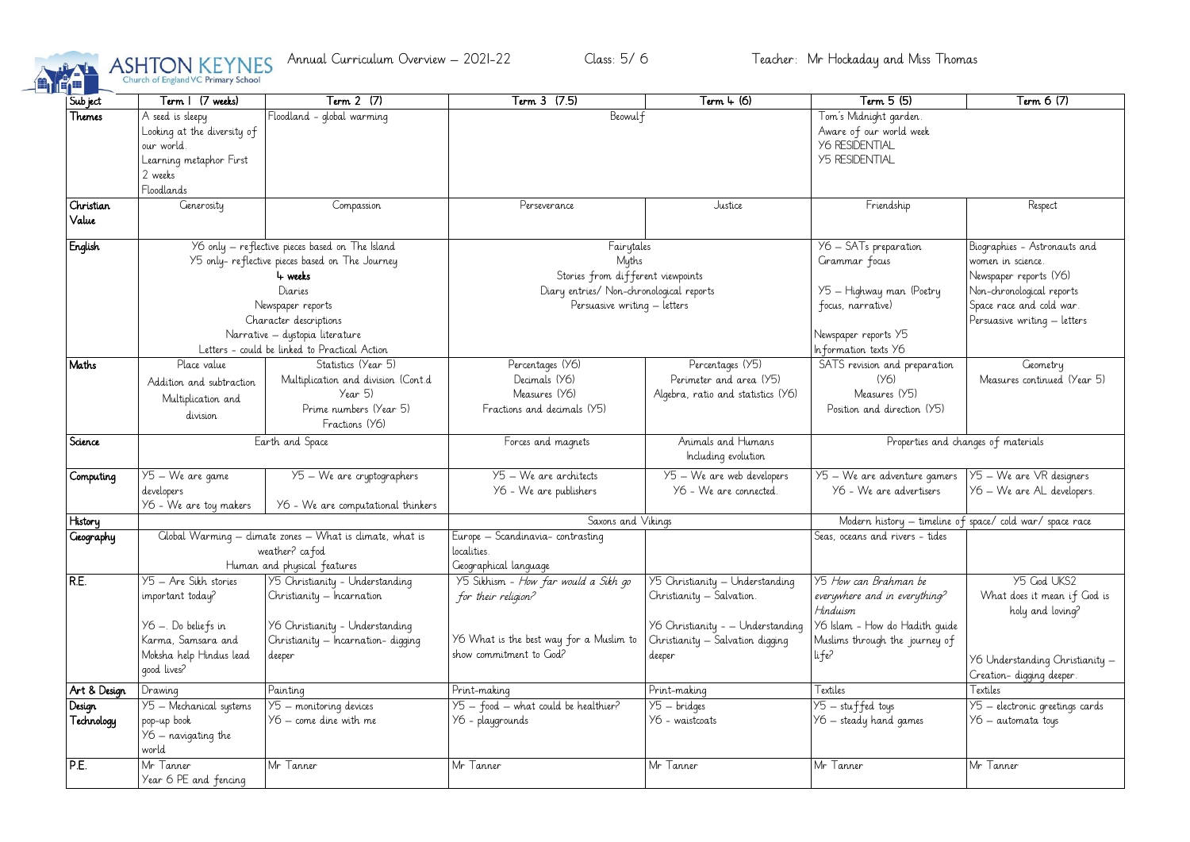# ASHTON KEYNES Church of England VC Primary School

Annual Curriculum Overview – 2021-22 Class: 5/ 6 Teacher: Mr Hockaday and Miss Thomas

| Subject | Term 1 (7 weeks) | Term 2 (7) | Term 3 (7.5) | Term 4 (6) | Term 5 (5) | Term 6 (7) |
|---|---|---|---|---|---|---|
| Themes | A seed is sleepy<br>Looking at the diversity of our world.<br>Learning metaphor First 2 weeks<br>Floodlands | Floodland - global warming | Beowulf | | Tom's Midnight garden.<br>Aware of our world week<br>Y6 RESIDENTIAL<br>Y5 RESIDENTIAL | |
| Christian Value | Generosity | Compassion | Perseverance | Justice | Friendship | Respect |
| English | Y6 only – reflective pieces based on The Island<br>Y5 only- reflective pieces based on The Journey<br>4 weeks<br>Diaries<br>Newspaper reports<br>Character descriptions<br>Narrative – dystopia literature<br>Letters - could be linked to Practical Action | | Fairytales<br>Myths<br>Stories from different viewpoints<br>Diary entries/ Non-chronological reports<br>Persuasive writing – letters | | Y6 – SATs preparation<br>Grammar focus<br><br>Y5 – Highway man (Poetry focus, narrative)<br><br>Newspaper reports Y5<br>Information texts Y6 | Biographies - Astronauts and women in science.<br>Newspaper reports (Y6)<br>Non-chronological reports<br>Space race and cold war.<br>Persuasive writing – letters |
| Maths | Place value<br>Addition and subtraction<br>Multiplication and division | Statistics (Year 5)<br>Multiplication and division (Cont.d Year 5)<br>Prime numbers (Year 5)<br>Fractions (Y6) | Percentages (Y6)<br>Decimals (Y6)<br>Measures (Y6)<br>Fractions and decimals (Y5) | Percentages (Y5)<br>Perimeter and area (Y5)<br>Algebra, ratio and statistics (Y6) | SATS revision and preparation (Y6)<br>Measures (Y5)<br>Position and direction (Y5) | Geometry<br>Measures continued (Year 5) |
| Science | Earth and Space | | Forces and magnets | Animals and Humans Including evolution | Properties and changes of materials | |
| Computing | Y5 – We are game developers<br>Y6 - We are toy makers | Y5 – We are cryptographers<br>Y6 - We are computational thinkers | Y5 – We are architects<br>Y6 - We are publishers | Y5 – We are web developers<br>Y6 - We are connected. | Y5 – We are adventure gamers<br>Y6 - We are advertisers | Y5 – We are VR designers<br>Y6 – We are AL developers. |
| History | | | Saxons and Vikings | | Modern history – timeline of space/ cold war/ space race | |
| Geography | Global Warming – climate zones – What is climate, what is weather? cafod<br>Human and physical features | | Europe – Scandinavia- contrasting localities.<br>Geographical language | | Seas, oceans and rivers - tides | |
| R.E. | Y5 – Are Sikh stories important today?<br><br>Y6 –. Do beliefs in Karma, Samsara and Moksha help Hindus lead good lives? | Y5 Christianity - Understanding Christianity – Incarnation<br><br>Y6 Christianity - Understanding Christianity – Incarnation- digging deeper | Y5 Sikhism - *How far would a Sikh go for their religion?*<br><br>Y6 What is the best way for a Muslim to show commitment to God? | Y5 Christianity – Understanding Christianity – Salvation.<br><br>Y6 Christianity - – Understanding Christianity – Salvation digging deeper | Y5 *How can Brahman be everywhere and in everything?* Hinduism<br>Y6 Islam - How do Hadith guide Muslims through the journey of life? | Y5 God UKS2<br>What does it mean if God is holy and loving?<br><br>Y6 Understanding Christianity – Creation- digging deeper. |
| Art & Design | Drawing | Painting | Print-making | Print-making | Textiles | Textiles |
| Design Technology | Y5 – Mechanical systems pop-up book<br>Y6 – navigating the world | Y5 – monitoring devices<br>Y6 – come dine with me | Y5 – food – what could be healthier?<br>Y6 - playgrounds | Y5 – bridges<br>Y6 - waistcoats | Y5 – stuffed toys<br>Y6 – steady hand games | Y5 – electronic greetings cards<br>Y6 – automata toys |
| P.E. | Mr Tanner<br>Year 6 PE and fencing | Mr Tanner | Mr Tanner | Mr Tanner | Mr Tanner | Mr Tanner |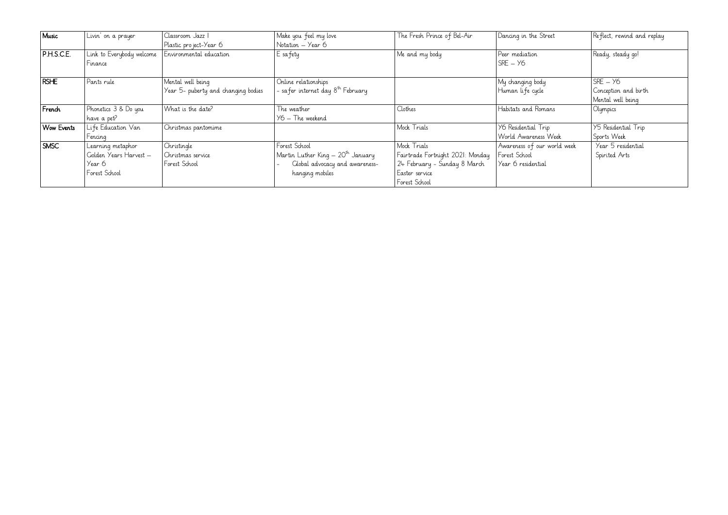| | | | | | | |
|---|---|---|---|---|---|---|
| **Music** | Livin' on a prayer | Classroom Jazz 1<br>Plastic project-Year 6 | Make you feel my love<br>Notation – Year 6 | The Fresh Prince of Bel-Air | Dancing in the Street | Reflect, rewind and replay |
| **P.H.S.C.E.** | Link to Everybody welcome<br>Finance | Environmental education | E safety | Me and my body | Peer mediation<br>SRE – Y6 | Ready, steady go! |
| **RSHE** | Pants rule | Mental well being<br>Year 5- puberty and changing bodies | Online relationships<br>- safer internet day 8th February | | My changing body<br>Human life cycle | SRE – Y6<br>Conception and birth<br>Mental well being |
| **French** | Phonetics 3 & Do you have a pet? | What is the date? | The weather<br>Y6 – The weekend | Clothes | Habitats and Romans | Olympics |
| **Wow Events** | Life Education Van<br>Fencing | Christmas pantomime | | Mock Trials | Y6 Residential Trip<br>World Awareness Week | Y5 Residential Trip<br>Sports Week |
| **SMSC** | Learning metaphor<br>Golden Years Harvest – Year 6<br>Forest School | Christingle<br>Christmas service<br>Forest School | Forest School<br>Martin Luther King – 20th January<br>- Global advocacy and awareness-hanging mobiles | Mock Trials<br>Fairtrade Fortnight 2021: Monday 24 February - Sunday 8 March<br>Easter service<br>Forest School | Awareness of our world week<br>Forest School<br>Year 6 residential | Year 5 residential<br>Spirited Arts |